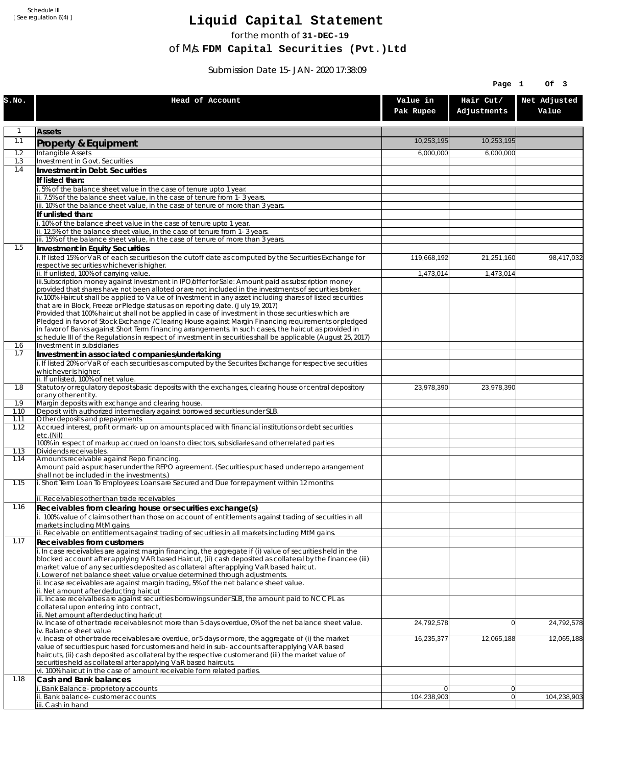Schedule III
[ See regulation 6(4) ]

# Liquid Capital Statement

for the month of **31-DEC-19**

of M/s. **FDM Capital Securities (Pvt.)Ltd**

Submission Date 15-JAN-2020 17:38:09

| S.No. | Head of Account | Value in Pak Rupee | Hair Cut/ Adjustments | Net Adjusted Value |
|---|---|---|---|---|
| 1 | **Assets** | | | |
| 1.1 | **Property & Equipment** | 10,253,195 | 10,253,195 | |
| 1.2 | Intangible Assets | 6,000,000 | 6,000,000 | |
| 1.3 | Investment in Govt. Securities | | | |
| 1.4 | **Investment in Debt. Securities** | | | |
| | **If listed than:** | | | |
| | i. 5% of the balance sheet value in the case of tenure upto 1 year. | | | |
| | ii. 7.5% of the balance sheet value, in the case of tenure from 1-3 years. | | | |
| | iii. 10% of the balance sheet value, in the case of tenure of more than 3 years. | | | |
| | **If unlisted than:** | | | |
| | i. 10% of the balance sheet value in the case of tenure upto 1 year. | | | |
| | ii. 12.5% of the balance sheet value, in the case of tenure from 1-3 years. | | | |
| | iii. 15% of the balance sheet value, in the case of tenure of more than 3 years. | | | |
| 1.5 | **Investment in Equity Securities** | | | |
| | i. If listed 15% or VaR of each securities on the cutoff date as computed by the Securities Exchange for respective securities whichever is higher. | 119,668,192 | 21,251,160 | 98,417,032 |
| | ii. If unlisted, 100% of carrying value. | 1,473,014 | 1,473,014 | |
| | iii.Subscription money against Investment in IPO/offer for Sale: Amount paid as subscription money provided that shares have not been alloted or are not included in the investments of securities broker. | | | |
| | iv.100% Haircut shall be applied to Value of Investment in any asset including shares of listed securities that are in Block, Freeze or Pledge status as on reporting date. (July 19, 2017) Provided that 100% haircut shall not be applied in case of investment in those securities which are Pledged in favor of Stock Exchange / Clearing House against Margin Financing requirements or pledged in favor of Banks against Short Term financing arrangements. In such cases, the haircut as provided in schedule III of the Regulations in respect of investment in securities shall be applicable (August 25, 2017) | | | |
| 1.6 | Investment in subsidiaries | | | |
| 1.7 | **Investment in associated companies/undertaking** | | | |
| | i. If listed 20% or VaR of each securities as computed by the Securites Exchange for respective securities whichever is higher. | | | |
| | ii. If unlisted, 100% of net value. | | | |
| 1.8 | Statutory or regulatory deposits/basic deposits with the exchanges, clearing house or central depository or any other entity. | 23,978,390 | 23,978,390 | |
| 1.9 | Margin deposits with exchange and clearing house. | | | |
| 1.10 | Deposit with authorized intermediary against borrowed securities under SLB. | | | |
| 1.11 | Other deposits and prepayments | | | |
| 1.12 | Accrued interest, profit or mark-up on amounts placed with financial institutions or debt securities etc.(Nil) | | | |
| | 100% in respect of markup accrued on loans to directors, subsidiaries and other related parties | | | |
| 1.13 | Dividends receivables. | | | |
| 1.14 | Amounts receivable against Repo financing. Amount paid as purchaser under the REPO agreement. (Securities purchased under repo arrangement shall not be included in the investments.) | | | |
| 1.15 | i. Short Term Loan To Employees: Loans are Secured and Due for repayment within 12 months | | | |
| | ii. Receivables other than trade receivables | | | |
| 1.16 | **Receivables from clearing house or securities exchange(s)** | | | |
| | i. 100% value of claims other than those on account of entitlements against trading of securities in all markets including MtM gains. | | | |
| | ii. Receivable on entitlements against trading of securities in all markets including MtM gains. | | | |
| 1.17 | **Receivables from customers** | | | |
| | i. In case receivables are against margin financing, the aggregate if (i) value of securities held in the blocked account after applying VAR based Haircut, (ii) cash deposited as collateral by the financee (iii) market value of any securities deposited as collateral after applying VaR based haircut.<br>i. Lower of net balance sheet value or value determined through adjustments. | | | |
| | ii. Incase receivables are against margin trading, 5% of the net balance sheet value.<br>ii. Net amount after deducting haircut | | | |
| | iii. Incase receivalbes are against securities borrowings under SLB, the amount paid to NCCPL as collateral upon entering into contract,<br>iii. Net amount after deducting haricut | | | |
| | iv. Incase of other trade receivables not more than 5 days overdue, 0% of the net balance sheet value.<br>iv. Balance sheet value | 24,792,578 | 0 | 24,792,578 |
| | v. Incase of other trade receivables are overdue, or 5 days or more, the aggregate of (i) the market value of securities purchased for customers and held in sub-accounts after applying VAR based haircuts, (ii) cash deposited as collateral by the respective customer and (iii) the market value of securities held as collateral after applying VaR based haircuts. | 16,235,377 | 12,065,188 | 12,065,188 |
| | vi. 100% haircut in the case of amount receivable form related parties. | | | |
| 1.18 | **Cash and Bank balances** | | | |
| | i. Bank Balance-proprietory accounts | 0 | 0 | |
| | ii. Bank balance-customer accounts | 104,238,903 | 0 | 104,238,903 |
| | iii. Cash in hand | | | |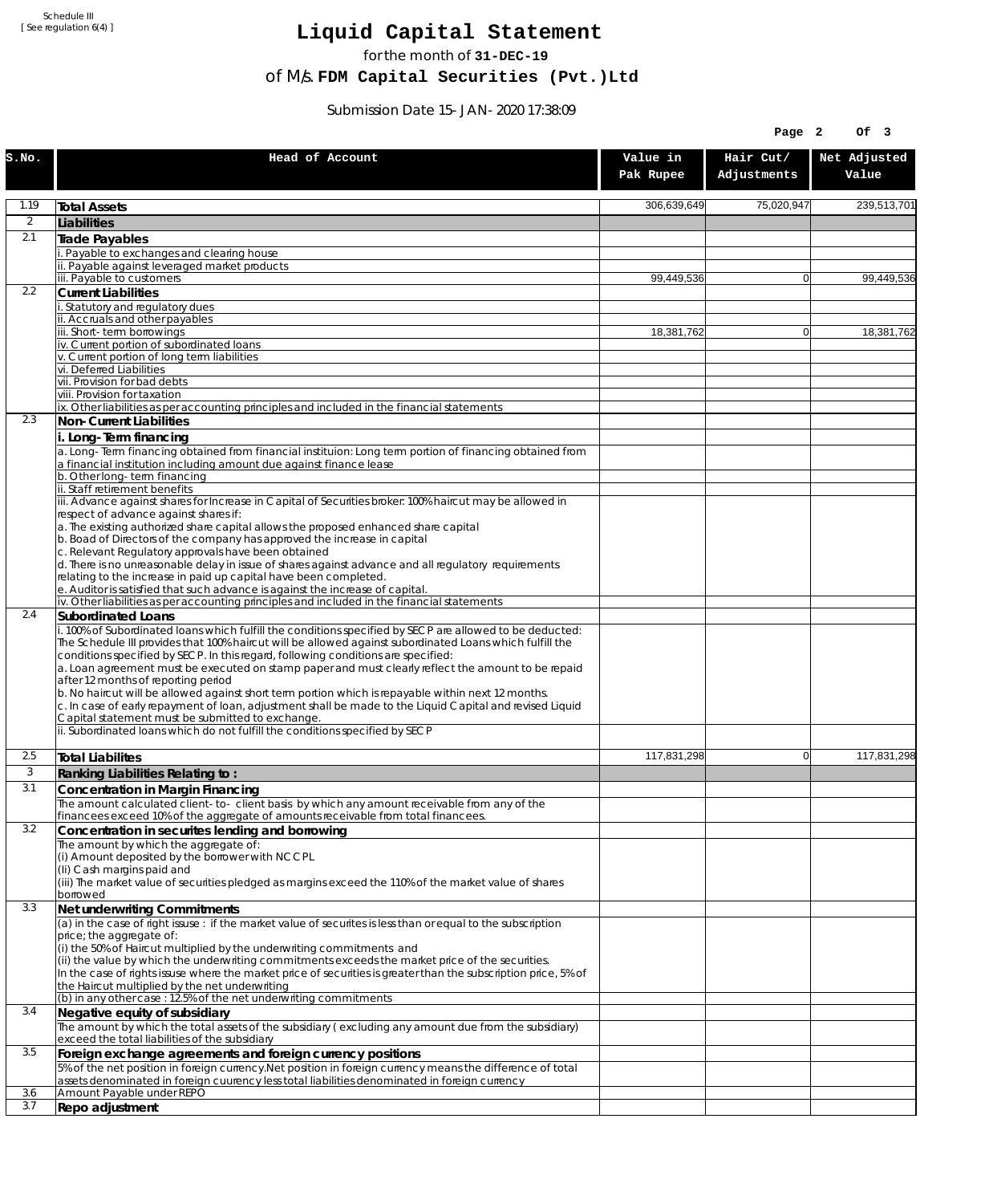Schedule III
[ See regulation 6(4) ]

# Liquid Capital Statement

for the month of **31-DEC-19**

of M/s. **FDM Capital Securities (Pvt.)Ltd**

Submission Date 15-JAN-2020 17:38:09

| S.No. | Head of Account | Value in Pak Rupee | Hair Cut/ Adjustments | Net Adjusted Value |
|---|---|---|---|---|
| 1.19 | **Total Assets** | 306,639,649 | 75,020,947 | 239,513,701 |
| 2 | **Liabilities** | | | |
| 2.1 | **Trade Payables** | | | |
| | i. Payable to exchanges and clearing house | | | |
| | ii. Payable against leveraged market products | | | |
| | iii. Payable to customers | 99,449,536 | 0 | 99,449,536 |
| 2.2 | **Current Liabilities** | | | |
| | i. Statutory and regulatory dues | | | |
| | ii. Accruals and other payables | | | |
| | iii. Short-term borrowings | 18,381,762 | 0 | 18,381,762 |
| | iv. Current portion of subordinated loans | | | |
| | v. Current portion of long term liabilities | | | |
| | vi. Deferred Liabilities | | | |
| | vii. Provision for bad debts | | | |
| | viii. Provision for taxation | | | |
| | ix. Other liabilities as per accounting principles and included in the financial statements | | | |
| 2.3 | **Non-Current Liabilities** | | | |
| | **i. Long-Term financing** | | | |
| | a. Long-Term financing obtained from financial instituion: Long term portion of financing obtained from a financial institution including amount due against finance lease | | | |
| | b. Other long-term financing | | | |
| | ii. Staff retirement benefits | | | |
| | iii. Advance against shares for Increase in Capital of Securities broker: 100% haircut may be allowed in respect of advance against shares if:<br>a. The existing authorized share capital allows the proposed enhanced share capital<br>b. Boad of Directors of the company has approved the increase in capital<br>c. Relevant Regulatory approvals have been obtained<br>d. There is no unreasonable delay in issue of shares against advance and all regulatory requirements relating to the increase in paid up capital have been completed.<br>e. Auditor is satisfied that such advance is against the increase of capital. | | | |
| | iv. Other liabilities as per accounting principles and included in the financial statements | | | |
| 2.4 | **Subordinated Loans** | | | |
| | i. 100% of Subordinated loans which fulfill the conditions specified by SECP are allowed to be deducted:<br>The Schedule III provides that 100% haircut will be allowed against subordinated Loans which fulfill the conditions specified by SECP. In this regard, following conditions are specified:<br>a. Loan agreement must be executed on stamp paper and must clearly reflect the amount to be repaid after 12 months of reporting period<br>b. No haircut will be allowed against short term portion which is repayable within next 12 months.<br>c. In case of early repayment of loan, adjustment shall be made to the Liquid Capital and revised Liquid Capital statement must be submitted to exchange. | | | |
| | ii. Subordinated loans which do not fulfill the conditions specified by SECP | | | |
| 2.5 | **Total Liabilites** | 117,831,298 | 0 | 117,831,298 |
| 3 | **Ranking Liabilities Relating to :** | | | |
| 3.1 | **Concentration in Margin Financing** | | | |
| | The amount calculated client-to- client basis by which any amount receivable from any of the financees exceed 10% of the aggregate of amounts receivable from total financees. | | | |
| 3.2 | **Concentration in securites lending and borrowing** | | | |
| | The amount by which the aggregate of:<br>(i) Amount deposited by the borrower with NCCPL<br>(Ii) Cash margins paid and<br>(iii) The market value of securities pledged as margins exceed the 110% of the market value of shares borrowed | | | |
| 3.3 | **Net underwriting Commitments** | | | |
| | (a) in the case of right issuse : if the market value of securites is less than or equal to the subscription price; the aggregate of:<br>(i) the 50% of Haircut multiplied by the underwriting commitments and<br>(ii) the value by which the underwriting commitments exceeds the market price of the securities.<br>In the case of rights issuse where the market price of securities is greater than the subscription price, 5% of the Haircut multiplied by the net underwriting | | | |
| | (b) in any other case : 12.5% of the net underwriting commitments | | | |
| 3.4 | **Negative equity of subsidiary** | | | |
| | The amount by which the total assets of the subsidiary ( excluding any amount due from the subsidiary) exceed the total liabilities of the subsidiary | | | |
| 3.5 | **Foreign exchange agreements and foreign currency positions** | | | |
| | 5% of the net position in foreign currency.Net position in foreign currency means the difference of total assets denominated in foreign cuurency less total liabilities denominated in foreign currency | | | |
| 3.6 | Amount Payable under REPO | | | |
| 3.7 | **Repo adjustment** | | | |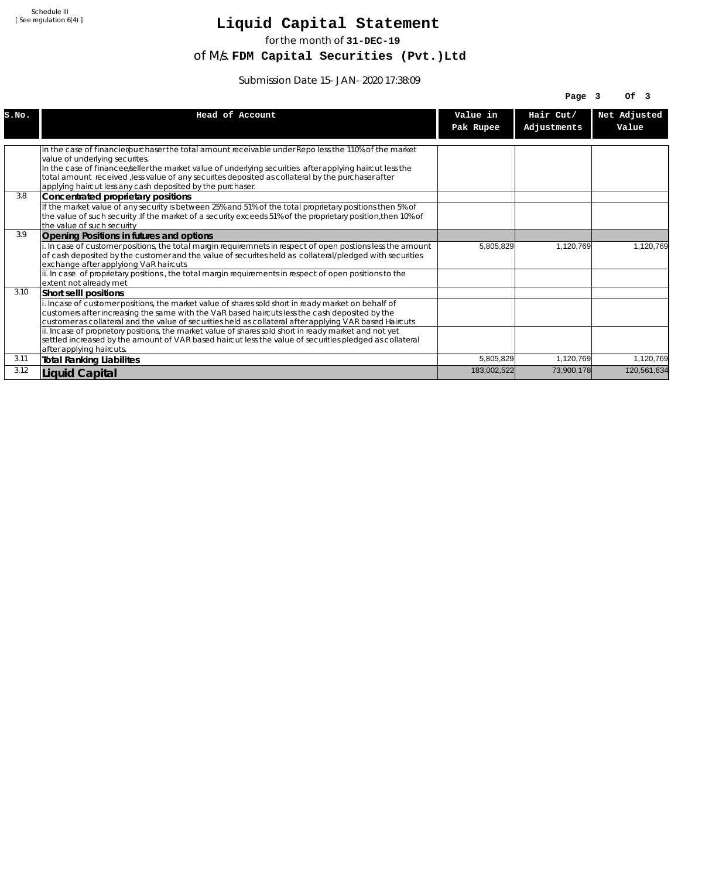Schedule III
[ See regulation 6(4) ]

# Liquid Capital Statement

for the month of **31-DEC-19**

of M/s. **FDM Capital Securities (Pvt.)Ltd**

Submission Date 15-JAN-2020 17:38:09

| S.No. | Head of Account | Value in Pak Rupee | Hair Cut/ Adjustments | Net Adjusted Value |
|---|---|---|---|---|
| | In the case of financier/purchaser the total amount receivable under Repo less the 110% of the market value of underlying securites.<br>In the case of financee/seller the market value of underlying securities after applying haircut less the total amount received ,less value of any securites deposited as collateral by the purchaser after applying haircut less any cash deposited by the purchaser. | | | |
| 3.8 | **Concentrated proprietary positions** | | | |
| | If the market value of any security is between 25% and 51% of the total proprietary positions then 5% of the value of such security .If the market of a security exceeds 51% of the proprietary position,then 10% of the value of such security | | | |
| 3.9 | **Opening Positions in futures and options** | | | |
| | i. In case of customer positions, the total margin requiremnets in respect of open postions less the amount of cash deposited by the customer and the value of securites held as collateral/pledged with securities exchange after applyiong VaR haircuts | 5,805,829 | 1,120,769 | 1,120,769 |
| | ii. In case of proprietary positions , the total margin requirements in respect of open positions to the extent not already met | | | |
| 3.10 | **Short selll positions** | | | |
| | i. Incase of customer positions, the market value of shares sold short in ready market on behalf of customers after increasing the same with the VaR based haircuts less the cash deposited by the customer as collateral and the value of securities held as collateral after applying VAR based Haircuts | | | |
| | ii. Incase of proprietory positions, the market value of shares sold short in ready market and not yet settled increased by the amount of VAR based haircut less the value of securities pledged as collateral after applying haircuts. | | | |
| 3.11 | **Total Ranking Liabilites** | 5,805,829 | 1,120,769 | 1,120,769 |
| 3.12 | **Liquid Capital** | 183,002,522 | 73,900,178 | 120,561,634 |